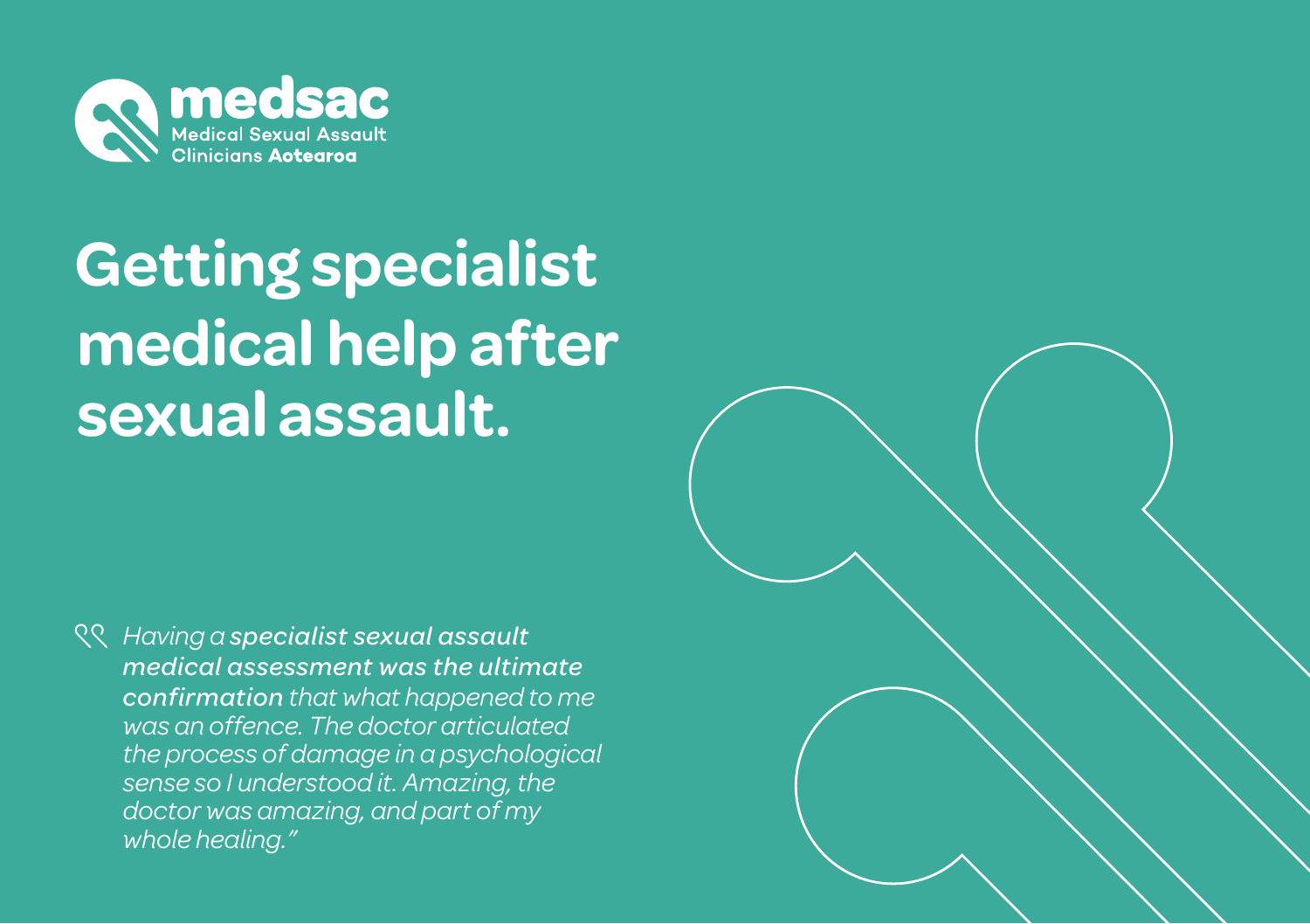**medsac**
Medical Sexual Assault Clinicians **Aotearoa**

# Getting specialist medical help after sexual assault.

> *Having a **specialist sexual assault medical assessment was the ultimate confirmation** that what happened to me was an offence. The doctor articulated the process of damage in a psychological sense so I understood it. Amazing, the doctor was amazing, and part of my whole healing."*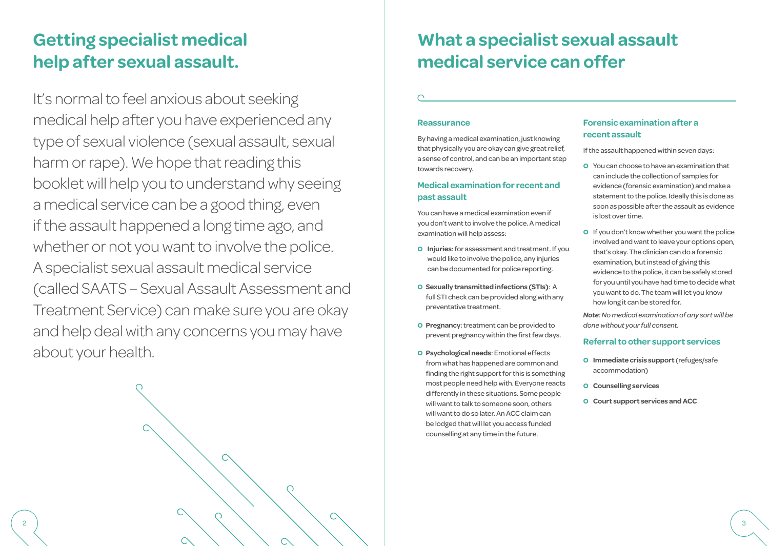# Getting specialist medical help after sexual assault.

It's normal to feel anxious about seeking medical help after you have experienced any type of sexual violence (sexual assault, sexual harm or rape). We hope that reading this booklet will help you to understand why seeing a medical service can be a good thing, even if the assault happened a long time ago, and whether or not you want to involve the police. A specialist sexual assault medical service (called SAATS – Sexual Assault Assessment and Treatment Service) can make sure you are okay and help deal with any concerns you may have about your health.

# What a specialist sexual assault medical service can offer

### Reassurance

By having a medical examination, just knowing that physically you are okay can give great relief, a sense of control, and can be an important step towards recovery.

### Medical examination for recent and past assault

You can have a medical examination even if you don't want to involve the police. A medical examination will help assess:

- **Injuries**: for assessment and treatment. If you would like to involve the police, any injuries can be documented for police reporting.
- **Sexually transmitted infections (STIs)**: A full STI check can be provided along with any preventative treatment.
- **Pregnancy**: treatment can be provided to prevent pregnancy within the first few days.
- **Psychological needs**: Emotional effects from what has happened are common and finding the right support for this is something most people need help with. Everyone reacts differently in these situations. Some people will want to talk to someone soon, others will want to do so later. An ACC claim can be lodged that will let you access funded counselling at any time in the future.

### Forensic examination after a recent assault

If the assault happened within seven days:

- You can choose to have an examination that can include the collection of samples for evidence (forensic examination) and make a statement to the police. Ideally this is done as soon as possible after the assault as evidence is lost over time.
- If you don't know whether you want the police involved and want to leave your options open, that's okay. The clinician can do a forensic examination, but instead of giving this evidence to the police, it can be safely stored for you until you have had time to decide what you want to do. The team will let you know how long it can be stored for.

***Note**: No medical examination of any sort will be done without your full consent.*

### Referral to other support services

- **Immediate crisis support** (refuges/safe accommodation)
- **Counselling services**
- **Court support services and ACC**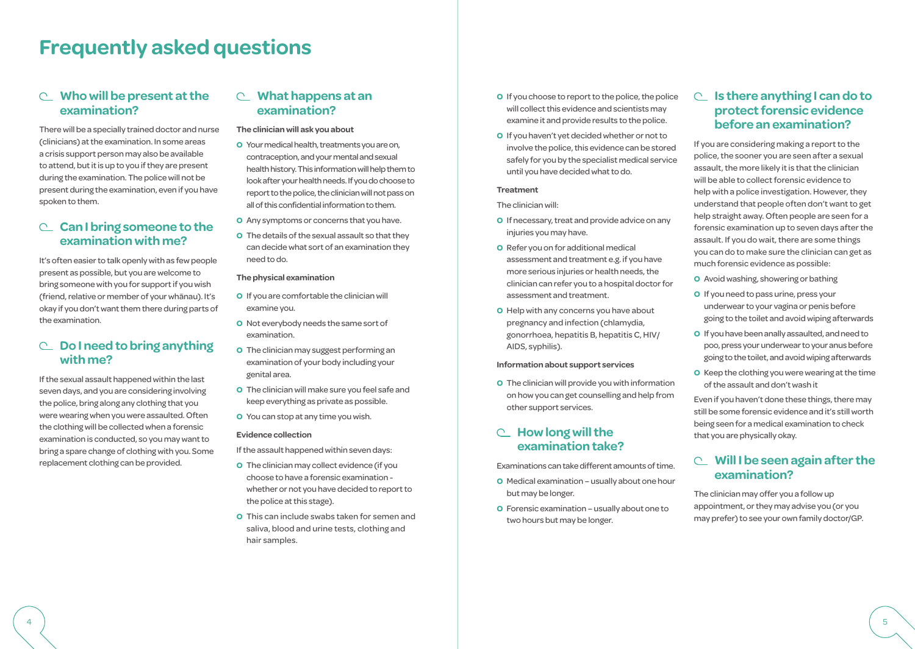# Frequently asked questions

## Who will be present at the examination?

There will be a specially trained doctor and nurse (clinicians) at the examination. In some areas a crisis support person may also be available to attend, but it is up to you if they are present during the examination. The police will not be present during the examination, even if you have spoken to them.

## Can I bring someone to the examination with me?

It's often easier to talk openly with as few people present as possible, but you are welcome to bring someone with you for support if you wish (friend, relative or member of your whānau). It's okay if you don't want them there during parts of the examination.

## Do I need to bring anything with me?

If the sexual assault happened within the last seven days, and you are considering involving the police, bring along any clothing that you were wearing when you were assaulted. Often the clothing will be collected when a forensic examination is conducted, so you may want to bring a spare change of clothing with you. Some replacement clothing can be provided.

## What happens at an examination?

**The clinician will ask you about**

- Your medical health, treatments you are on, contraception, and your mental and sexual health history. This information will help them to look after your health needs. If you do choose to report to the police, the clinician will not pass on all of this confidential information to them.
- Any symptoms or concerns that you have.
- The details of the sexual assault so that they can decide what sort of an examination they need to do.

**The physical examination**

- If you are comfortable the clinician will examine you.
- Not everybody needs the same sort of examination.
- The clinician may suggest performing an examination of your body including your genital area.
- The clinician will make sure you feel safe and keep everything as private as possible.
- You can stop at any time you wish.

**Evidence collection**

If the assault happened within seven days:

- The clinician may collect evidence (if you choose to have a forensic examination – whether or not you have decided to report to the police at this stage).
- This can include swabs taken for semen and saliva, blood and urine tests, clothing and hair samples.
- If you choose to report to the police, the police will collect this evidence and scientists may examine it and provide results to the police.
- If you haven't yet decided whether or not to involve the police, this evidence can be stored safely for you by the specialist medical service until you have decided what to do.

**Treatment**

The clinician will:

- If necessary, treat and provide advice on any injuries you may have.
- Refer you on for additional medical assessment and treatment e.g. if you have more serious injuries or health needs, the clinician can refer you to a hospital doctor for assessment and treatment.
- Help with any concerns you have about pregnancy and infection (chlamydia, gonorrhoea, hepatitis B, hepatitis C, HIV/AIDS, syphilis).

**Information about support services**

- The clinician will provide you with information on how you can get counselling and help from other support services.

## How long will the examination take?

Examinations can take different amounts of time.

- Medical examination – usually about one hour but may be longer.
- Forensic examination – usually about one to two hours but may be longer.

## Is there anything I can do to protect forensic evidence before an examination?

If you are considering making a report to the police, the sooner you are seen after a sexual assault, the more likely it is that the clinician will be able to collect forensic evidence to help with a police investigation. However, they understand that people often don't want to get help straight away. Often people are seen for a forensic examination up to seven days after the assault. If you do wait, there are some things you can do to make sure the clinician can get as much forensic evidence as possible:

- Avoid washing, showering or bathing
- If you need to pass urine, press your underwear to your vagina or penis before going to the toilet and avoid wiping afterwards
- If you have been anally assaulted, and need to poo, press your underwear to your anus before going to the toilet, and avoid wiping afterwards
- Keep the clothing you were wearing at the time of the assault and don't wash it

Even if you haven't done these things, there may still be some forensic evidence and it's still worth being seen for a medical examination to check that you are physically okay.

## Will I be seen again after the examination?

The clinician may offer you a follow up appointment, or they may advise you (or you may prefer) to see your own family doctor/GP.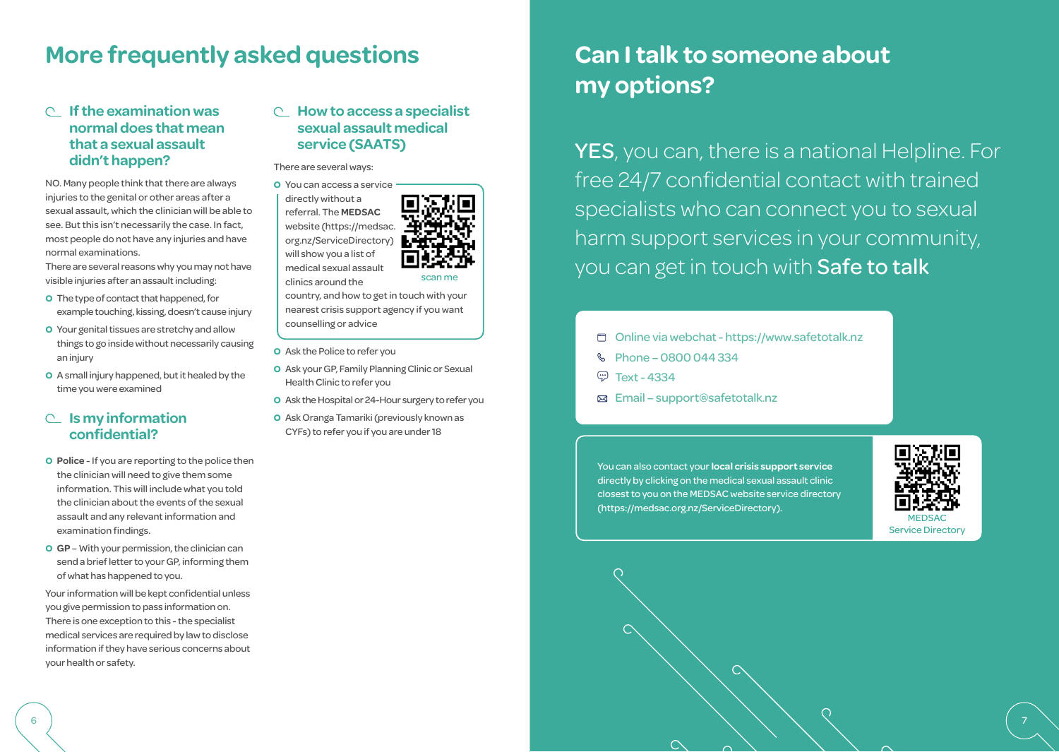# More frequently asked questions

### If the examination was normal does that mean that a sexual assault didn't happen?

NO. Many people think that there are always injuries to the genital or other areas after a sexual assault, which the clinician will be able to see. But this isn't necessarily the case. In fact, most people do not have any injuries and have normal examinations.

There are several reasons why you may not have visible injuries after an assault including:

- The type of contact that happened, for example touching, kissing, doesn't cause injury
- Your genital tissues are stretchy and allow things to go inside without necessarily causing an injury
- A small injury happened, but it healed by the time you were examined

### Is my information confidential?

- **Police** - If you are reporting to the police then the clinician will need to give them some information. This will include what you told the clinician about the events of the sexual assault and any relevant information and examination findings.
- **GP** – With your permission, the clinician can send a brief letter to your GP, informing them of what has happened to you.

Your information will be kept confidential unless you give permission to pass information on. There is one exception to this - the specialist medical services are required by law to disclose information if they have serious concerns about your health or safety.

### How to access a specialist sexual assault medical service (SAATS)

There are several ways:

- You can access a service directly without a referral. The **MEDSAC** website (https://medsac.org.nz/ServiceDirectory) will show you a list of medical sexual assault clinics around the country, and how to get in touch with your nearest crisis support agency if you want counselling or advice

  scan me

- Ask the Police to refer you
- Ask your GP, Family Planning Clinic or Sexual Health Clinic to refer you
- Ask the Hospital or 24-Hour surgery to refer you
- Ask Oranga Tamariki (previously known as CYFs) to refer you if you are under 18

# Can I talk to someone about my options?

**YES**, you can, there is a national Helpline. For free 24/7 confidential contact with trained specialists who can connect you to sexual harm support services in your community, you can get in touch with **Safe to talk**

- Online via webchat - https://www.safetotalk.nz
- Phone – 0800 044 334
- Text - 4334
- Email – support@safetotalk.nz

You can also contact your **local crisis support service** directly by clicking on the medical sexual assault clinic closest to you on the MEDSAC website service directory (https://medsac.org.nz/ServiceDirectory).

MEDSAC Service Directory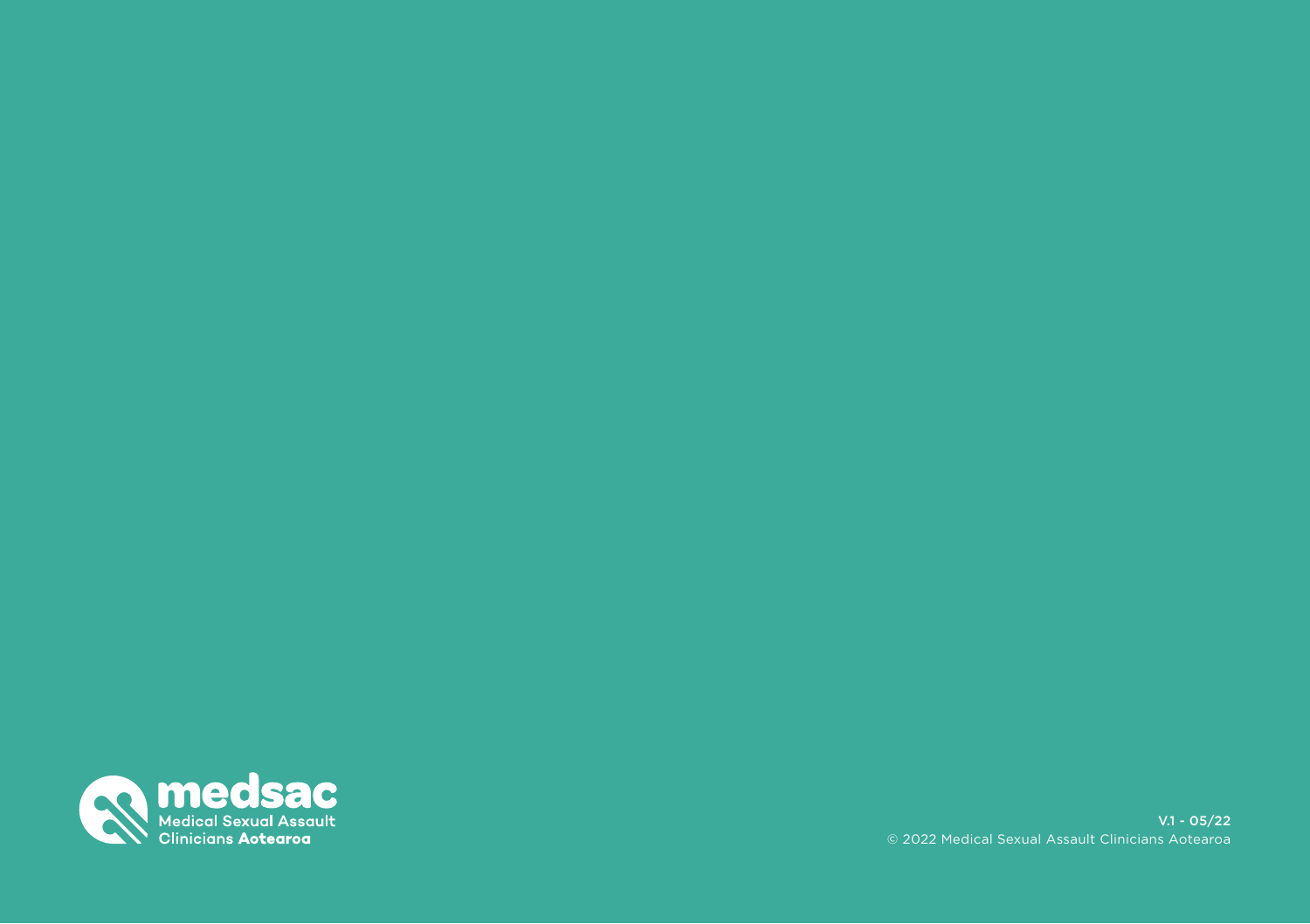medsac
Medical Sexual Assault
Clinicians **Aotearoa**

V.1 - 05/22
© 2022 Medical Sexual Assault Clinicians Aotearoa